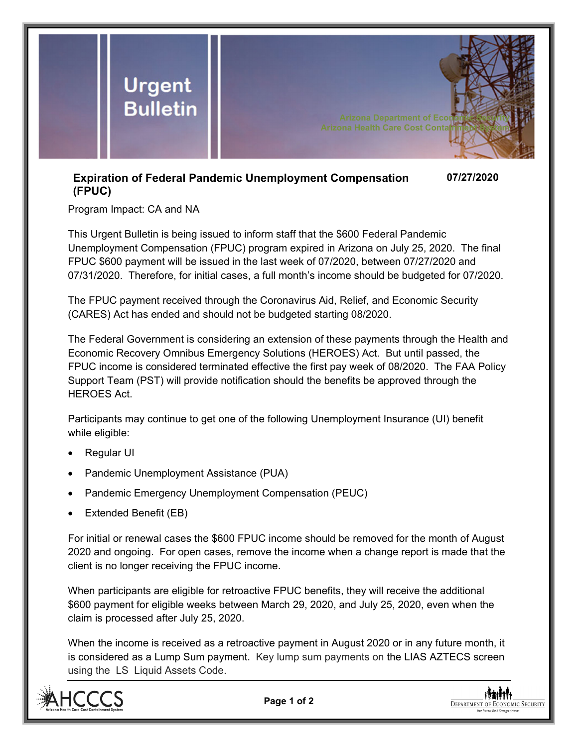# Urgent Bulletin

Arizona Department of Economic Security
Arizona Health Care Cost Containment System

## Expiration of Federal Pandemic Unemployment Compensation (FPUC)

**07/27/2020**

Program Impact: CA and NA

This Urgent Bulletin is being issued to inform staff that the $600 Federal Pandemic Unemployment Compensation (FPUC) program expired in Arizona on July 25, 2020. The final FPUC $600 payment will be issued in the last week of 07/2020, between 07/27/2020 and 07/31/2020. Therefore, for initial cases, a full month's income should be budgeted for 07/2020.

The FPUC payment received through the Coronavirus Aid, Relief, and Economic Security (CARES) Act has ended and should not be budgeted starting 08/2020.

The Federal Government is considering an extension of these payments through the Health and Economic Recovery Omnibus Emergency Solutions (HEROES) Act. But until passed, the FPUC income is considered terminated effective the first pay week of 08/2020. The FAA Policy Support Team (PST) will provide notification should the benefits be approved through the HEROES Act.

Participants may continue to get one of the following Unemployment Insurance (UI) benefit while eligible:

- Regular UI
- Pandemic Unemployment Assistance (PUA)
- Pandemic Emergency Unemployment Compensation (PEUC)
- Extended Benefit (EB)

For initial or renewal cases the $600 FPUC income should be removed for the month of August 2020 and ongoing. For open cases, remove the income when a change report is made that the client is no longer receiving the FPUC income.

When participants are eligible for retroactive FPUC benefits, they will receive the additional $600 payment for eligible weeks between March 29, 2020, and July 25, 2020, even when the claim is processed after July 25, 2020.

When the income is received as a retroactive payment in August 2020 or in any future month, it is considered as a Lump Sum payment. Key lump sum payments on the LIAS AZTECS screen using the LS Liquid Assets Code.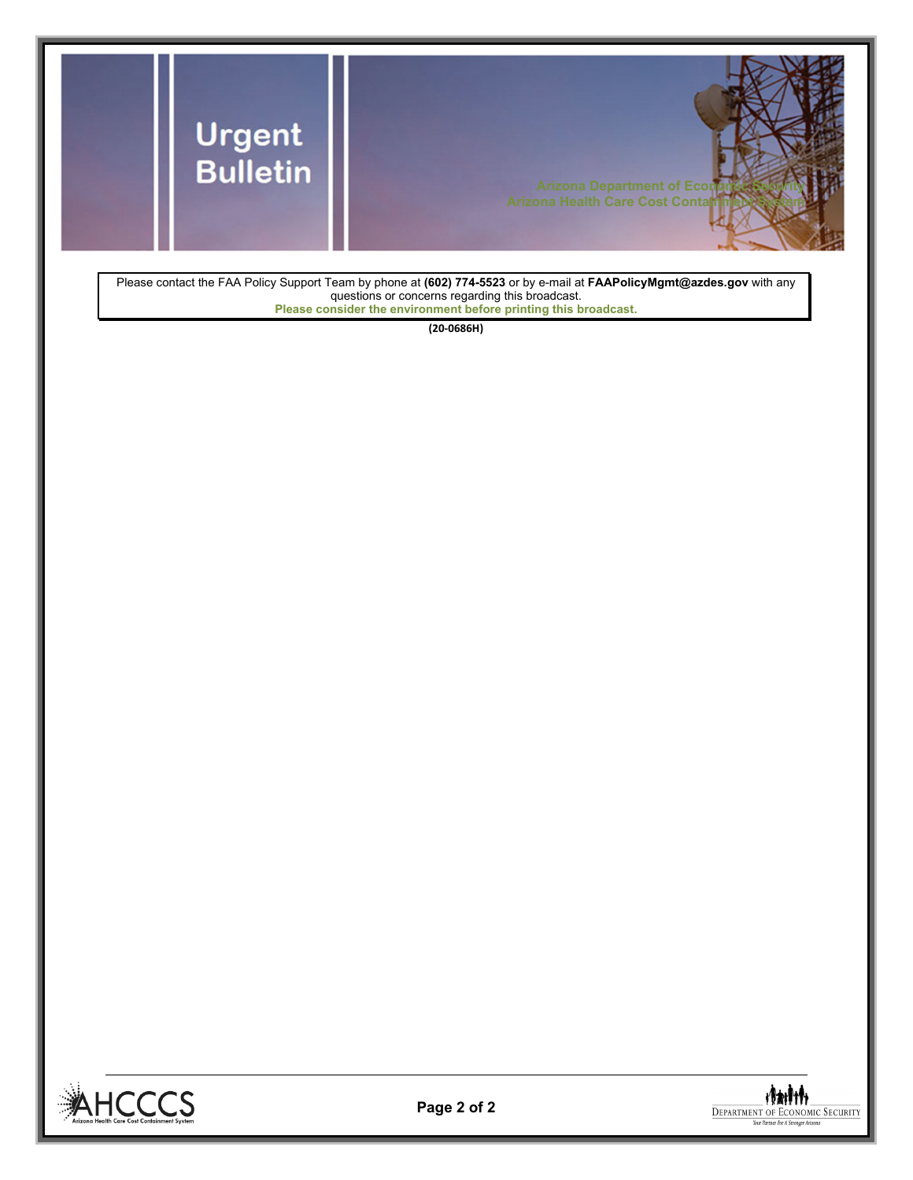# Urgent Bulletin

Arizona Department of Economic Security
Arizona Health Care Cost Containment System

Please contact the FAA Policy Support Team by phone at **(602) 774-5523** or by e-mail at **FAAPolicyMgmt@azdes.gov** with any questions or concerns regarding this broadcast.
**Please consider the environment before printing this broadcast.**

**(20-0686H)**